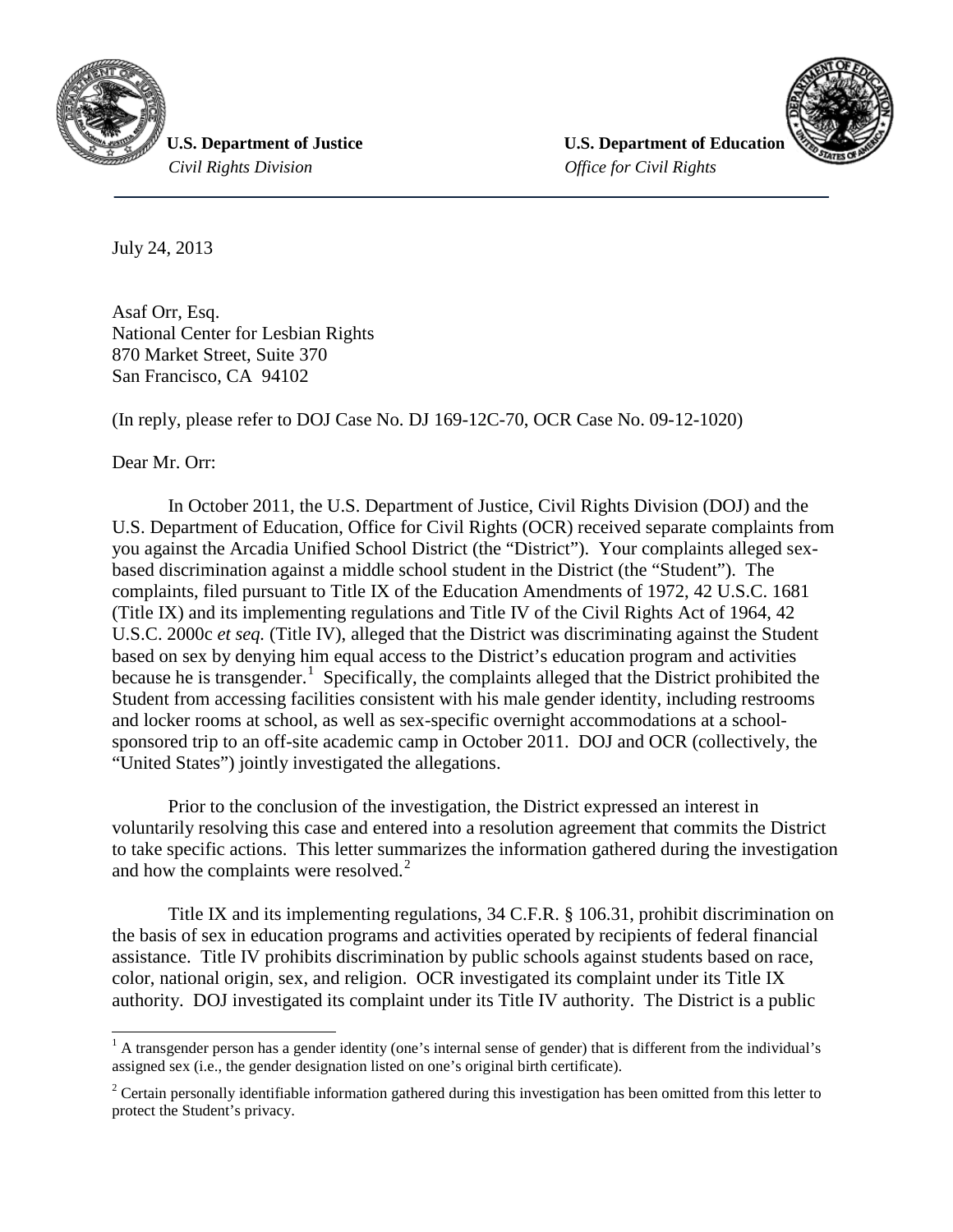**U.S. Department of Justice**
*Civil Rights Division*

**U.S. Department of Education**
*Office for Civil Rights*

July 24, 2013

Asaf Orr, Esq.
National Center for Lesbian Rights
870 Market Street, Suite 370
San Francisco, CA 94102

(In reply, please refer to DOJ Case No. DJ 169-12C-70, OCR Case No. 09-12-1020)

Dear Mr. Orr:

In October 2011, the U.S. Department of Justice, Civil Rights Division (DOJ) and the U.S. Department of Education, Office for Civil Rights (OCR) received separate complaints from you against the Arcadia Unified School District (the "District"). Your complaints alleged sex-based discrimination against a middle school student in the District (the "Student"). The complaints, filed pursuant to Title IX of the Education Amendments of 1972, 42 U.S.C. 1681 (Title IX) and its implementing regulations and Title IV of the Civil Rights Act of 1964, 42 U.S.C. 2000c *et seq.* (Title IV), alleged that the District was discriminating against the Student based on sex by denying him equal access to the District's education program and activities because he is transgender.[1] Specifically, the complaints alleged that the District prohibited the Student from accessing facilities consistent with his male gender identity, including restrooms and locker rooms at school, as well as sex-specific overnight accommodations at a school-sponsored trip to an off-site academic camp in October 2011. DOJ and OCR (collectively, the "United States") jointly investigated the allegations.

Prior to the conclusion of the investigation, the District expressed an interest in voluntarily resolving this case and entered into a resolution agreement that commits the District to take specific actions. This letter summarizes the information gathered during the investigation and how the complaints were resolved.[2]

Title IX and its implementing regulations, 34 C.F.R. § 106.31, prohibit discrimination on the basis of sex in education programs and activities operated by recipients of federal financial assistance. Title IV prohibits discrimination by public schools against students based on race, color, national origin, sex, and religion. OCR investigated its complaint under its Title IX authority. DOJ investigated its complaint under its Title IV authority. The District is a public

[1] A transgender person has a gender identity (one's internal sense of gender) that is different from the individual's assigned sex (i.e., the gender designation listed on one's original birth certificate).

[2] Certain personally identifiable information gathered during this investigation has been omitted from this letter to protect the Student's privacy.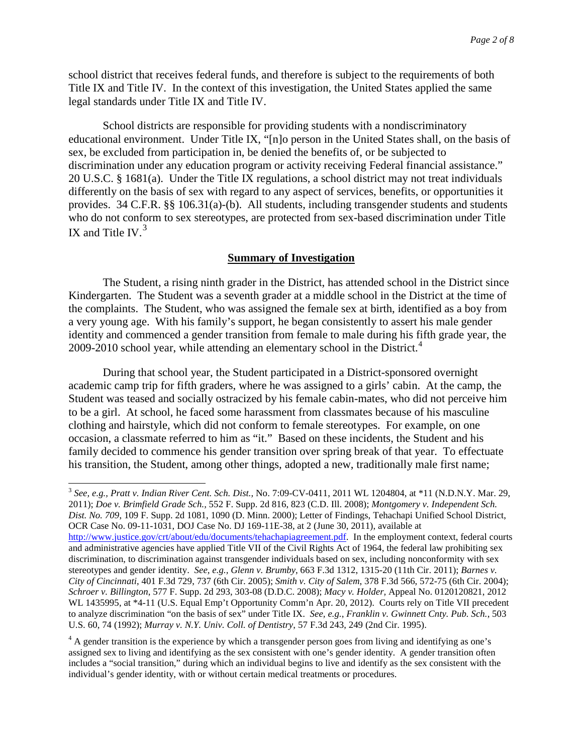school district that receives federal funds, and therefore is subject to the requirements of both Title IX and Title IV. In the context of this investigation, the United States applied the same legal standards under Title IX and Title IV.

School districts are responsible for providing students with a nondiscriminatory educational environment. Under Title IX, "[n]o person in the United States shall, on the basis of sex, be excluded from participation in, be denied the benefits of, or be subjected to discrimination under any education program or activity receiving Federal financial assistance." 20 U.S.C. § 1681(a). Under the Title IX regulations, a school district may not treat individuals differently on the basis of sex with regard to any aspect of services, benefits, or opportunities it provides. 34 C.F.R. §§ 106.31(a)-(b). All students, including transgender students and students who do not conform to sex stereotypes, are protected from sex-based discrimination under Title IX and Title IV.[3]

**Summary of Investigation**

The Student, a rising ninth grader in the District, has attended school in the District since Kindergarten. The Student was a seventh grader at a middle school in the District at the time of the complaints. The Student, who was assigned the female sex at birth, identified as a boy from a very young age. With his family's support, he began consistently to assert his male gender identity and commenced a gender transition from female to male during his fifth grade year, the 2009-2010 school year, while attending an elementary school in the District.[4]

During that school year, the Student participated in a District-sponsored overnight academic camp trip for fifth graders, where he was assigned to a girls' cabin. At the camp, the Student was teased and socially ostracized by his female cabin-mates, who did not perceive him to be a girl. At school, he faced some harassment from classmates because of his masculine clothing and hairstyle, which did not conform to female stereotypes. For example, on one occasion, a classmate referred to him as "it." Based on these incidents, the Student and his family decided to commence his gender transition over spring break of that year. To effectuate his transition, the Student, among other things, adopted a new, traditionally male first name;

---

[3] *See, e.g., Pratt v. Indian River Cent. Sch. Dist.,* No. 7:09-CV-0411, 2011 WL 1204804, at *11 (N.D.N.Y. Mar. 29, 2011); *Doe v. Brimfield Grade Sch.,* 552 F. Supp. 2d 816, 823 (C.D. Ill. 2008); *Montgomery v. Independent Sch. Dist. No. 709*, 109 F. Supp. 2d 1081, 1090 (D. Minn. 2000); Letter of Findings, Tehachapi Unified School District, OCR Case No. 09-11-1031, DOJ Case No. DJ 169-11E-38, at 2 (June 30, 2011), available at http://www.justice.gov/crt/about/edu/documents/tehachapiagreement.pdf. In the employment context, federal courts and administrative agencies have applied Title VII of the Civil Rights Act of 1964, the federal law prohibiting sex discrimination, to discrimination against transgender individuals based on sex, including nonconformity with sex stereotypes and gender identity. *See, e.g.*, *Glenn v. Brumby*, 663 F.3d 1312, 1315-20 (11th Cir. 2011); *Barnes v. City of Cincinnati*, 401 F.3d 729, 737 (6th Cir. 2005); *Smith v. City of Salem*, 378 F.3d 566, 572-75 (6th Cir. 2004); *Schroer v. Billington*, 577 F. Supp. 2d 293, 303-08 (D.D.C. 2008); *Macy v. Holder,* Appeal No. 0120120821, 2012 WL 1435995, at *4-11 (U.S. Equal Emp't Opportunity Comm'n Apr. 20, 2012). Courts rely on Title VII precedent to analyze discrimination "on the basis of sex" under Title IX. *See, e.g.*, *Franklin v. Gwinnett Cnty. Pub. Sch.*, 503 U.S. 60, 74 (1992); *Murray v. N.Y. Univ. Coll. of Dentistry*, 57 F.3d 243, 249 (2nd Cir. 1995).

[4] A gender transition is the experience by which a transgender person goes from living and identifying as one's assigned sex to living and identifying as the sex consistent with one's gender identity. A gender transition often includes a "social transition," during which an individual begins to live and identify as the sex consistent with the individual's gender identity, with or without certain medical treatments or procedures.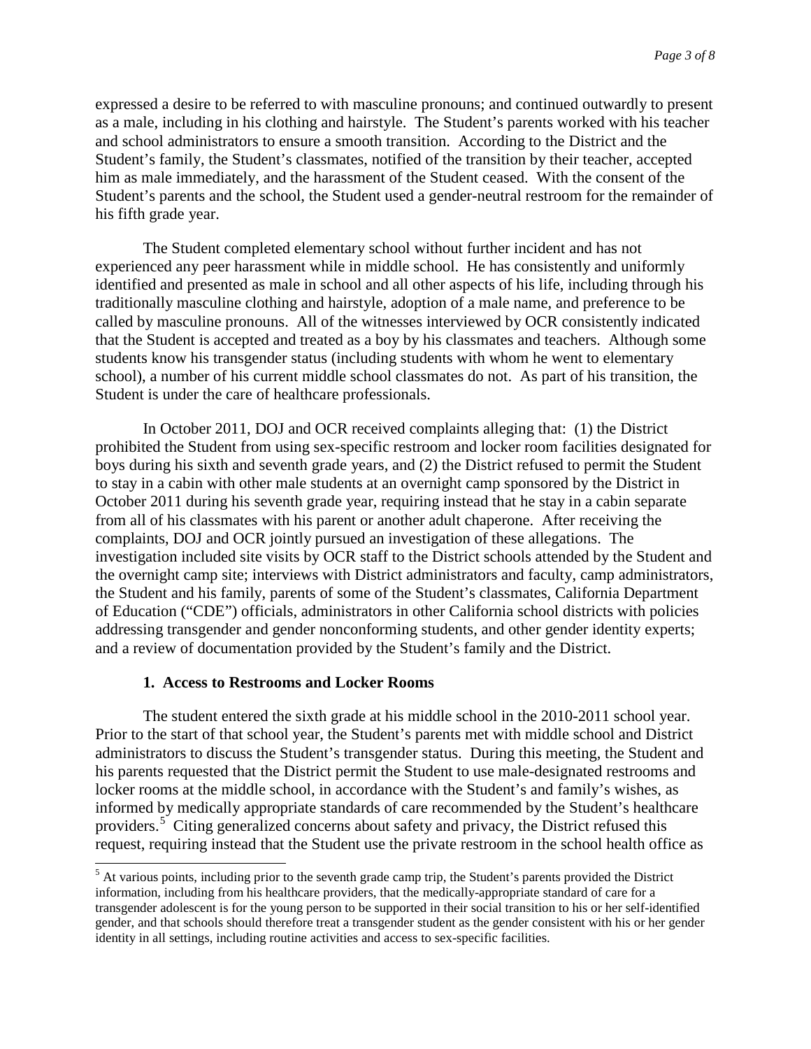expressed a desire to be referred to with masculine pronouns; and continued outwardly to present as a male, including in his clothing and hairstyle. The Student's parents worked with his teacher and school administrators to ensure a smooth transition. According to the District and the Student's family, the Student's classmates, notified of the transition by their teacher, accepted him as male immediately, and the harassment of the Student ceased. With the consent of the Student's parents and the school, the Student used a gender-neutral restroom for the remainder of his fifth grade year.

The Student completed elementary school without further incident and has not experienced any peer harassment while in middle school. He has consistently and uniformly identified and presented as male in school and all other aspects of his life, including through his traditionally masculine clothing and hairstyle, adoption of a male name, and preference to be called by masculine pronouns. All of the witnesses interviewed by OCR consistently indicated that the Student is accepted and treated as a boy by his classmates and teachers. Although some students know his transgender status (including students with whom he went to elementary school), a number of his current middle school classmates do not. As part of his transition, the Student is under the care of healthcare professionals.

In October 2011, DOJ and OCR received complaints alleging that: (1) the District prohibited the Student from using sex-specific restroom and locker room facilities designated for boys during his sixth and seventh grade years, and (2) the District refused to permit the Student to stay in a cabin with other male students at an overnight camp sponsored by the District in October 2011 during his seventh grade year, requiring instead that he stay in a cabin separate from all of his classmates with his parent or another adult chaperone. After receiving the complaints, DOJ and OCR jointly pursued an investigation of these allegations. The investigation included site visits by OCR staff to the District schools attended by the Student and the overnight camp site; interviews with District administrators and faculty, camp administrators, the Student and his family, parents of some of the Student's classmates, California Department of Education ("CDE") officials, administrators in other California school districts with policies addressing transgender and gender nonconforming students, and other gender identity experts; and a review of documentation provided by the Student's family and the District.

### 1. Access to Restrooms and Locker Rooms

The student entered the sixth grade at his middle school in the 2010-2011 school year. Prior to the start of that school year, the Student's parents met with middle school and District administrators to discuss the Student's transgender status. During this meeting, the Student and his parents requested that the District permit the Student to use male-designated restrooms and locker rooms at the middle school, in accordance with the Student's and family's wishes, as informed by medically appropriate standards of care recommended by the Student's healthcare providers.[5] Citing generalized concerns about safety and privacy, the District refused this request, requiring instead that the Student use the private restroom in the school health office as

[5] At various points, including prior to the seventh grade camp trip, the Student's parents provided the District information, including from his healthcare providers, that the medically-appropriate standard of care for a transgender adolescent is for the young person to be supported in their social transition to his or her self-identified gender, and that schools should therefore treat a transgender student as the gender consistent with his or her gender identity in all settings, including routine activities and access to sex-specific facilities.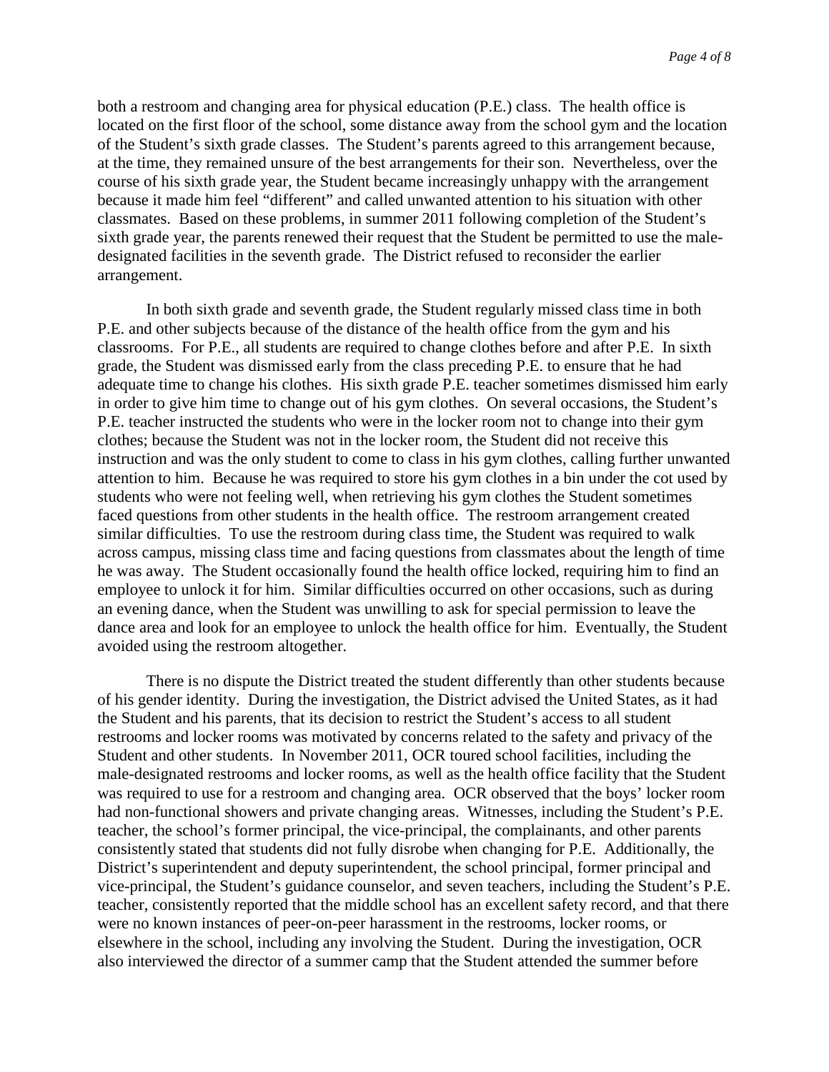both a restroom and changing area for physical education (P.E.) class. The health office is located on the first floor of the school, some distance away from the school gym and the location of the Student's sixth grade classes. The Student's parents agreed to this arrangement because, at the time, they remained unsure of the best arrangements for their son. Nevertheless, over the course of his sixth grade year, the Student became increasingly unhappy with the arrangement because it made him feel "different" and called unwanted attention to his situation with other classmates. Based on these problems, in summer 2011 following completion of the Student's sixth grade year, the parents renewed their request that the Student be permitted to use the male-designated facilities in the seventh grade. The District refused to reconsider the earlier arrangement.

In both sixth grade and seventh grade, the Student regularly missed class time in both P.E. and other subjects because of the distance of the health office from the gym and his classrooms. For P.E., all students are required to change clothes before and after P.E. In sixth grade, the Student was dismissed early from the class preceding P.E. to ensure that he had adequate time to change his clothes. His sixth grade P.E. teacher sometimes dismissed him early in order to give him time to change out of his gym clothes. On several occasions, the Student's P.E. teacher instructed the students who were in the locker room not to change into their gym clothes; because the Student was not in the locker room, the Student did not receive this instruction and was the only student to come to class in his gym clothes, calling further unwanted attention to him. Because he was required to store his gym clothes in a bin under the cot used by students who were not feeling well, when retrieving his gym clothes the Student sometimes faced questions from other students in the health office. The restroom arrangement created similar difficulties. To use the restroom during class time, the Student was required to walk across campus, missing class time and facing questions from classmates about the length of time he was away. The Student occasionally found the health office locked, requiring him to find an employee to unlock it for him. Similar difficulties occurred on other occasions, such as during an evening dance, when the Student was unwilling to ask for special permission to leave the dance area and look for an employee to unlock the health office for him. Eventually, the Student avoided using the restroom altogether.

There is no dispute the District treated the student differently than other students because of his gender identity. During the investigation, the District advised the United States, as it had the Student and his parents, that its decision to restrict the Student's access to all student restrooms and locker rooms was motivated by concerns related to the safety and privacy of the Student and other students. In November 2011, OCR toured school facilities, including the male-designated restrooms and locker rooms, as well as the health office facility that the Student was required to use for a restroom and changing area. OCR observed that the boys' locker room had non-functional showers and private changing areas. Witnesses, including the Student's P.E. teacher, the school's former principal, the vice-principal, the complainants, and other parents consistently stated that students did not fully disrobe when changing for P.E. Additionally, the District's superintendent and deputy superintendent, the school principal, former principal and vice-principal, the Student's guidance counselor, and seven teachers, including the Student's P.E. teacher, consistently reported that the middle school has an excellent safety record, and that there were no known instances of peer-on-peer harassment in the restrooms, locker rooms, or elsewhere in the school, including any involving the Student. During the investigation, OCR also interviewed the director of a summer camp that the Student attended the summer before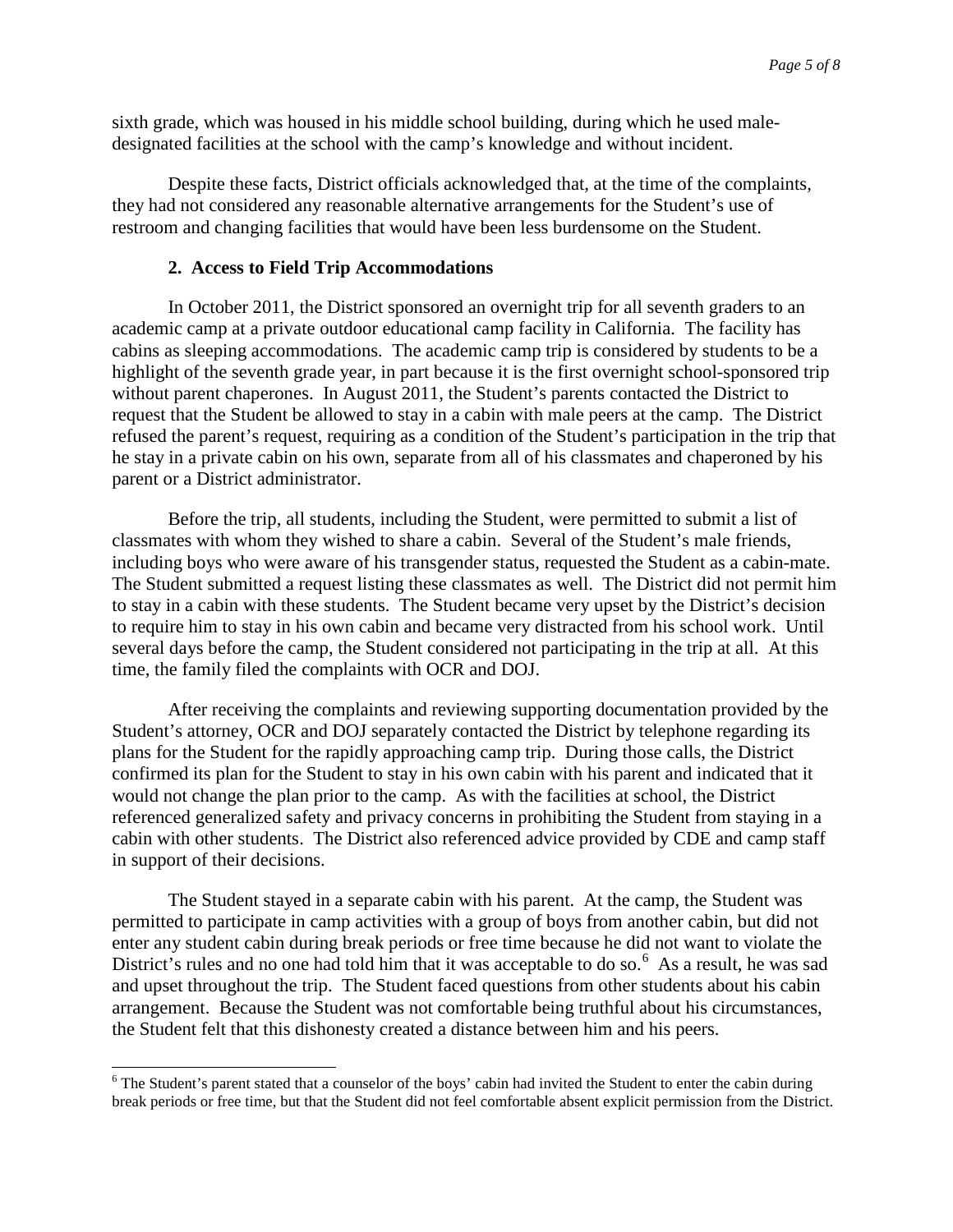sixth grade, which was housed in his middle school building, during which he used male-designated facilities at the school with the camp's knowledge and without incident.

Despite these facts, District officials acknowledged that, at the time of the complaints, they had not considered any reasonable alternative arrangements for the Student's use of restroom and changing facilities that would have been less burdensome on the Student.

### 2. Access to Field Trip Accommodations

In October 2011, the District sponsored an overnight trip for all seventh graders to an academic camp at a private outdoor educational camp facility in California. The facility has cabins as sleeping accommodations. The academic camp trip is considered by students to be a highlight of the seventh grade year, in part because it is the first overnight school-sponsored trip without parent chaperones. In August 2011, the Student's parents contacted the District to request that the Student be allowed to stay in a cabin with male peers at the camp. The District refused the parent's request, requiring as a condition of the Student's participation in the trip that he stay in a private cabin on his own, separate from all of his classmates and chaperoned by his parent or a District administrator.

Before the trip, all students, including the Student, were permitted to submit a list of classmates with whom they wished to share a cabin. Several of the Student's male friends, including boys who were aware of his transgender status, requested the Student as a cabin-mate. The Student submitted a request listing these classmates as well. The District did not permit him to stay in a cabin with these students. The Student became very upset by the District's decision to require him to stay in his own cabin and became very distracted from his school work. Until several days before the camp, the Student considered not participating in the trip at all. At this time, the family filed the complaints with OCR and DOJ.

After receiving the complaints and reviewing supporting documentation provided by the Student's attorney, OCR and DOJ separately contacted the District by telephone regarding its plans for the Student for the rapidly approaching camp trip. During those calls, the District confirmed its plan for the Student to stay in his own cabin with his parent and indicated that it would not change the plan prior to the camp. As with the facilities at school, the District referenced generalized safety and privacy concerns in prohibiting the Student from staying in a cabin with other students. The District also referenced advice provided by CDE and camp staff in support of their decisions.

The Student stayed in a separate cabin with his parent. At the camp, the Student was permitted to participate in camp activities with a group of boys from another cabin, but did not enter any student cabin during break periods or free time because he did not want to violate the District's rules and no one had told him that it was acceptable to do so.[6] As a result, he was sad and upset throughout the trip. The Student faced questions from other students about his cabin arrangement. Because the Student was not comfortable being truthful about his circumstances, the Student felt that this dishonesty created a distance between him and his peers.

[6] The Student's parent stated that a counselor of the boys' cabin had invited the Student to enter the cabin during break periods or free time, but that the Student did not feel comfortable absent explicit permission from the District.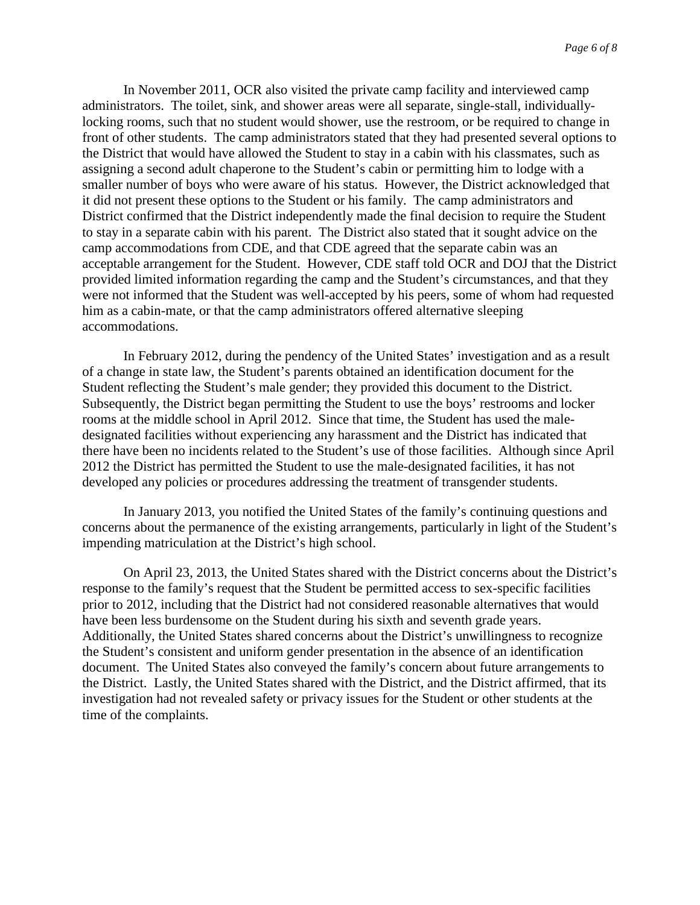In November 2011, OCR also visited the private camp facility and interviewed camp administrators. The toilet, sink, and shower areas were all separate, single-stall, individually-locking rooms, such that no student would shower, use the restroom, or be required to change in front of other students. The camp administrators stated that they had presented several options to the District that would have allowed the Student to stay in a cabin with his classmates, such as assigning a second adult chaperone to the Student's cabin or permitting him to lodge with a smaller number of boys who were aware of his status. However, the District acknowledged that it did not present these options to the Student or his family. The camp administrators and District confirmed that the District independently made the final decision to require the Student to stay in a separate cabin with his parent. The District also stated that it sought advice on the camp accommodations from CDE, and that CDE agreed that the separate cabin was an acceptable arrangement for the Student. However, CDE staff told OCR and DOJ that the District provided limited information regarding the camp and the Student's circumstances, and that they were not informed that the Student was well-accepted by his peers, some of whom had requested him as a cabin-mate, or that the camp administrators offered alternative sleeping accommodations.

In February 2012, during the pendency of the United States' investigation and as a result of a change in state law, the Student's parents obtained an identification document for the Student reflecting the Student's male gender; they provided this document to the District. Subsequently, the District began permitting the Student to use the boys' restrooms and locker rooms at the middle school in April 2012. Since that time, the Student has used the male-designated facilities without experiencing any harassment and the District has indicated that there have been no incidents related to the Student's use of those facilities. Although since April 2012 the District has permitted the Student to use the male-designated facilities, it has not developed any policies or procedures addressing the treatment of transgender students.

In January 2013, you notified the United States of the family's continuing questions and concerns about the permanence of the existing arrangements, particularly in light of the Student's impending matriculation at the District's high school.

On April 23, 2013, the United States shared with the District concerns about the District's response to the family's request that the Student be permitted access to sex-specific facilities prior to 2012, including that the District had not considered reasonable alternatives that would have been less burdensome on the Student during his sixth and seventh grade years. Additionally, the United States shared concerns about the District's unwillingness to recognize the Student's consistent and uniform gender presentation in the absence of an identification document. The United States also conveyed the family's concern about future arrangements to the District. Lastly, the United States shared with the District, and the District affirmed, that its investigation had not revealed safety or privacy issues for the Student or other students at the time of the complaints.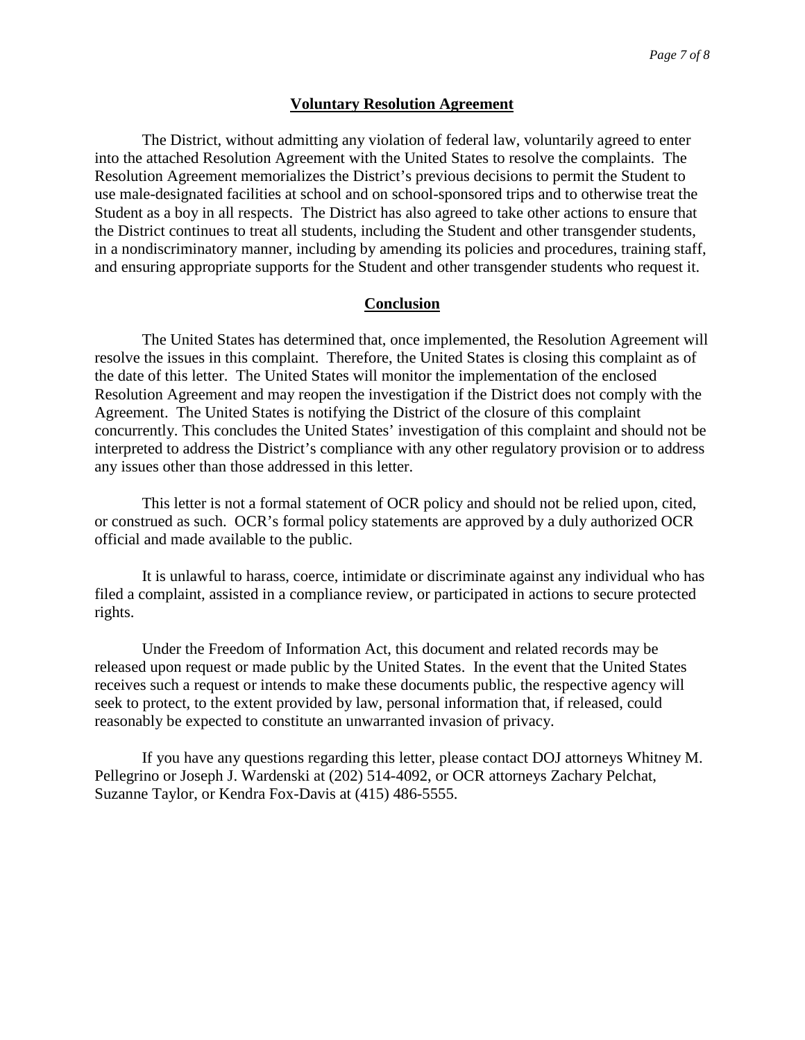## Voluntary Resolution Agreement

The District, without admitting any violation of federal law, voluntarily agreed to enter into the attached Resolution Agreement with the United States to resolve the complaints. The Resolution Agreement memorializes the District's previous decisions to permit the Student to use male-designated facilities at school and on school-sponsored trips and to otherwise treat the Student as a boy in all respects. The District has also agreed to take other actions to ensure that the District continues to treat all students, including the Student and other transgender students, in a nondiscriminatory manner, including by amending its policies and procedures, training staff, and ensuring appropriate supports for the Student and other transgender students who request it.

## Conclusion

The United States has determined that, once implemented, the Resolution Agreement will resolve the issues in this complaint. Therefore, the United States is closing this complaint as of the date of this letter. The United States will monitor the implementation of the enclosed Resolution Agreement and may reopen the investigation if the District does not comply with the Agreement. The United States is notifying the District of the closure of this complaint concurrently. This concludes the United States' investigation of this complaint and should not be interpreted to address the District's compliance with any other regulatory provision or to address any issues other than those addressed in this letter.

This letter is not a formal statement of OCR policy and should not be relied upon, cited, or construed as such. OCR's formal policy statements are approved by a duly authorized OCR official and made available to the public.

It is unlawful to harass, coerce, intimidate or discriminate against any individual who has filed a complaint, assisted in a compliance review, or participated in actions to secure protected rights.

Under the Freedom of Information Act, this document and related records may be released upon request or made public by the United States. In the event that the United States receives such a request or intends to make these documents public, the respective agency will seek to protect, to the extent provided by law, personal information that, if released, could reasonably be expected to constitute an unwarranted invasion of privacy.

If you have any questions regarding this letter, please contact DOJ attorneys Whitney M. Pellegrino or Joseph J. Wardenski at (202) 514-4092, or OCR attorneys Zachary Pelchat, Suzanne Taylor, or Kendra Fox-Davis at (415) 486-5555.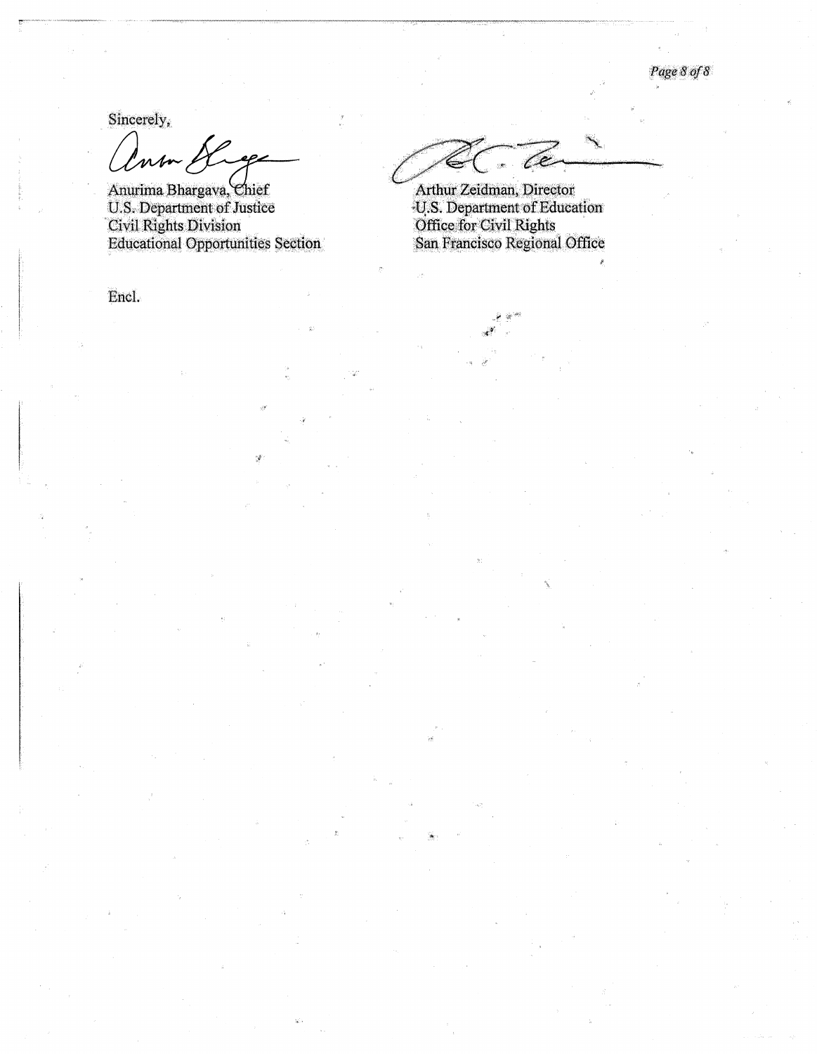Sincerely,

Anurima Bhargava, Chief
U.S. Department of Justice
Civil Rights Division
Educational Opportunities Section

Arthur Zeidman, Director
U.S. Department of Education
Office for Civil Rights
San Francisco Regional Office

Encl.